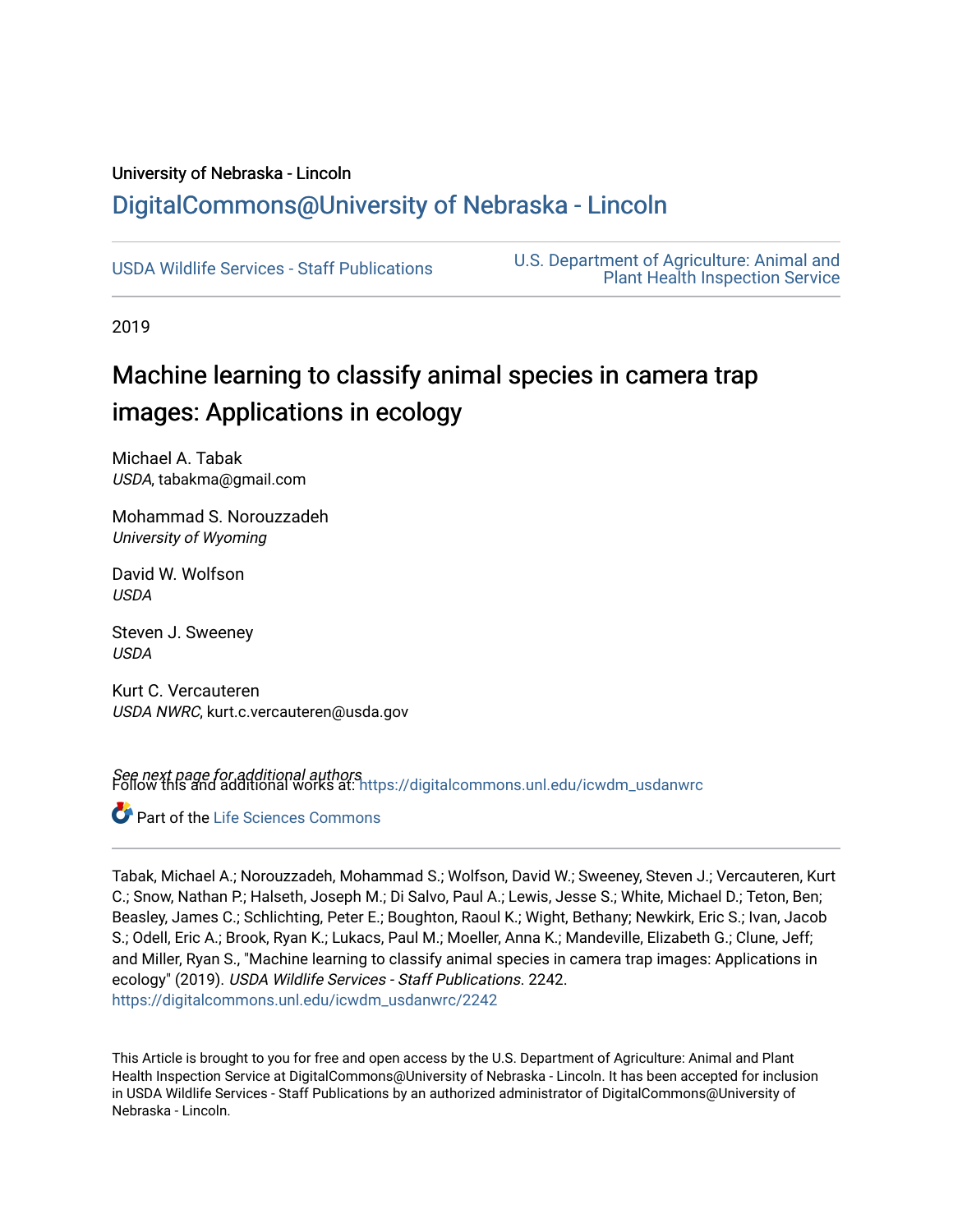University of Nebraska - Lincoln

DigitalCommons@University of Nebraska - Lincoln

USDA Wildlife Services - Staff Publications

U.S. Department of Agriculture: Animal and Plant Health Inspection Service

2019

# Machine learning to classify animal species in camera trap images: Applications in ecology

Michael A. Tabak
*USDA*, tabakma@gmail.com

Mohammad S. Norouzzadeh
*University of Wyoming*

David W. Wolfson
*USDA*

Steven J. Sweeney
*USDA*

Kurt C. Vercauteren
*USDA NWRC*, kurt.c.vercauteren@usda.gov

*See next page for additional authors*

Follow this and additional works at: https://digitalcommons.unl.edu/icwdm_usdanwrc

Part of the Life Sciences Commons

Tabak, Michael A.; Norouzzadeh, Mohammad S.; Wolfson, David W.; Sweeney, Steven J.; Vercauteren, Kurt C.; Snow, Nathan P.; Halseth, Joseph M.; Di Salvo, Paul A.; Lewis, Jesse S.; White, Michael D.; Teton, Ben; Beasley, James C.; Schlichting, Peter E.; Boughton, Raoul K.; Wight, Bethany; Newkirk, Eric S.; Ivan, Jacob S.; Odell, Eric A.; Brook, Ryan K.; Lukacs, Paul M.; Moeller, Anna K.; Mandeville, Elizabeth G.; Clune, Jeff; and Miller, Ryan S., "Machine learning to classify animal species in camera trap images: Applications in ecology" (2019). *USDA Wildlife Services - Staff Publications*. 2242.
https://digitalcommons.unl.edu/icwdm_usdanwrc/2242

This Article is brought to you for free and open access by the U.S. Department of Agriculture: Animal and Plant Health Inspection Service at DigitalCommons@University of Nebraska - Lincoln. It has been accepted for inclusion in USDA Wildlife Services - Staff Publications by an authorized administrator of DigitalCommons@University of Nebraska - Lincoln.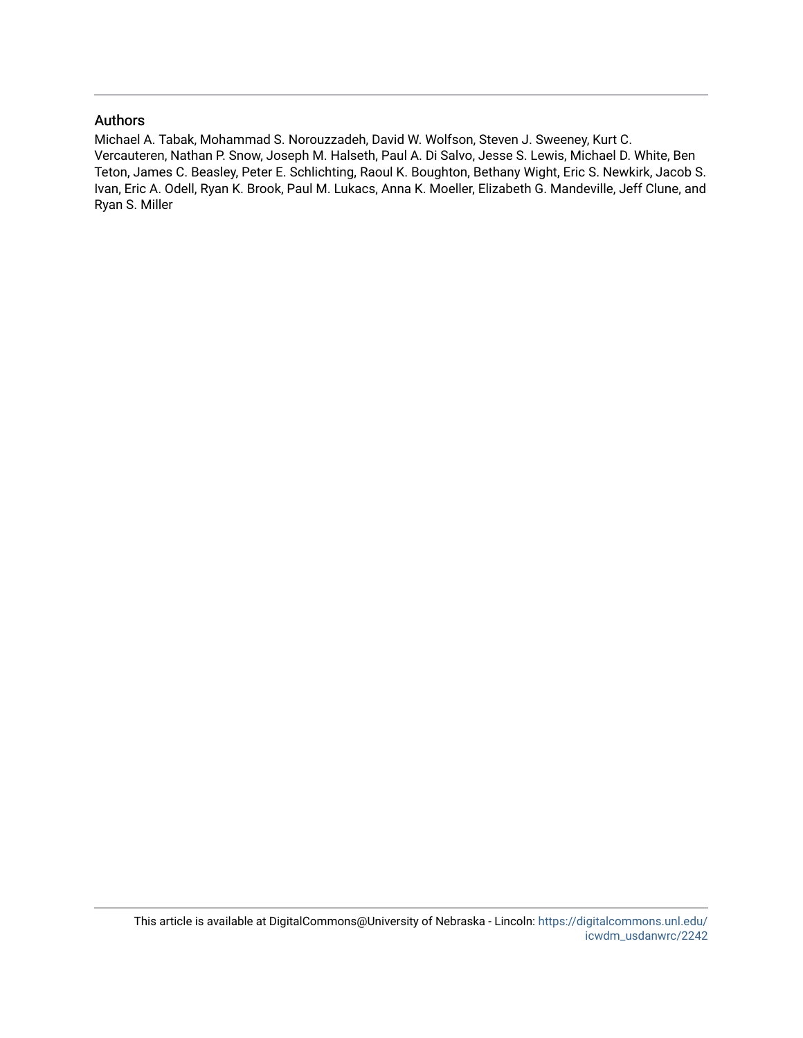## Authors

Michael A. Tabak, Mohammad S. Norouzzadeh, David W. Wolfson, Steven J. Sweeney, Kurt C. Vercauteren, Nathan P. Snow, Joseph M. Halseth, Paul A. Di Salvo, Jesse S. Lewis, Michael D. White, Ben Teton, James C. Beasley, Peter E. Schlichting, Raoul K. Boughton, Bethany Wight, Eric S. Newkirk, Jacob S. Ivan, Eric A. Odell, Ryan K. Brook, Paul M. Lukacs, Anna K. Moeller, Elizabeth G. Mandeville, Jeff Clune, and Ryan S. Miller

This article is available at DigitalCommons@University of Nebraska - Lincoln: https://digitalcommons.unl.edu/icwdm_usdanwrc/2242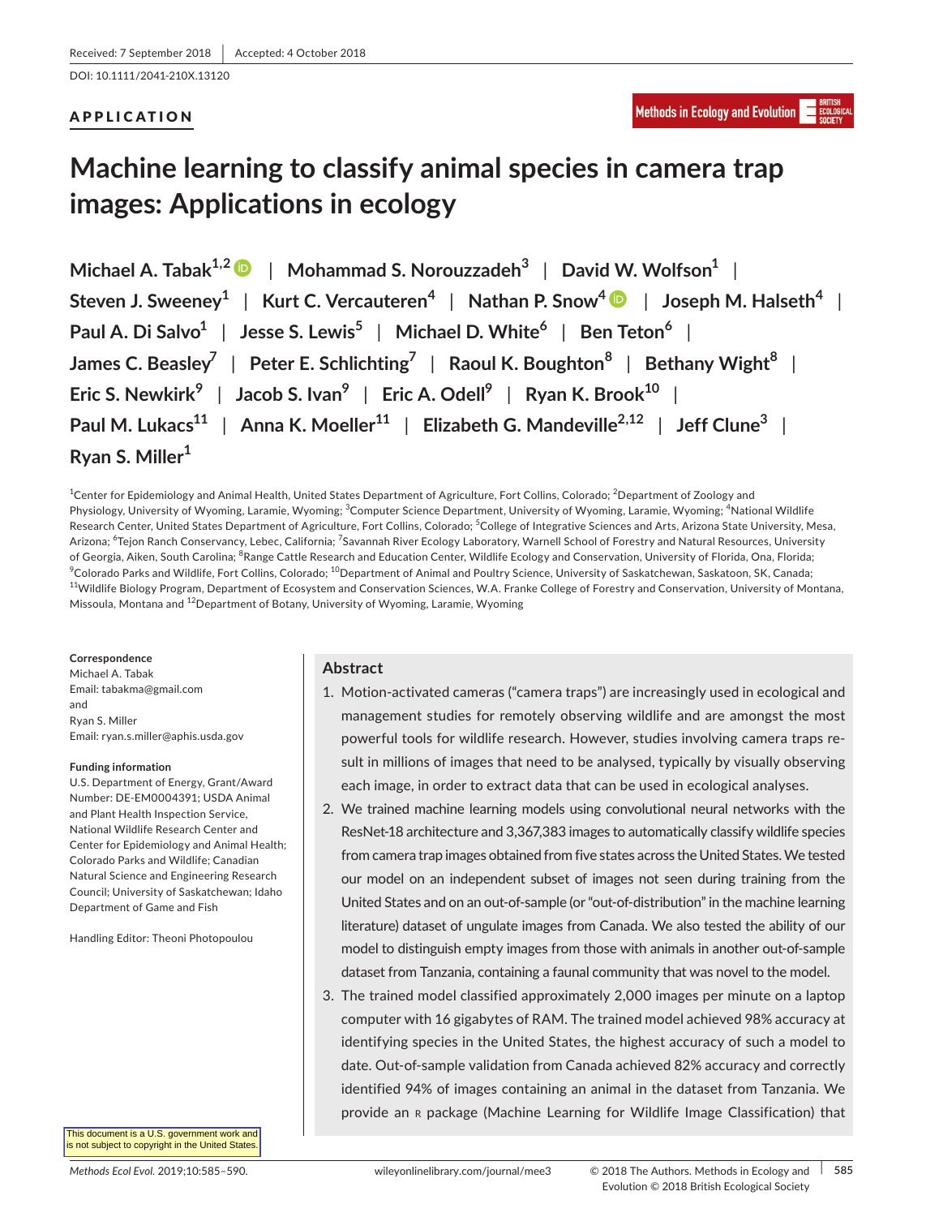Received: 7 September 2018 | Accepted: 4 October 2018

DOI: 10.1111/2041-210X.13120

**APPLICATION**

# Machine learning to classify animal species in camera trap images: Applications in ecology

**Michael A. Tabak[1,2]** | **Mohammad S. Norouzzadeh[3]** | **David W. Wolfson[1]** | **Steven J. Sweeney[1]** | **Kurt C. Vercauteren[4]** | **Nathan P. Snow[4]** | **Joseph M. Halseth[4]** | **Paul A. Di Salvo[1]** | **Jesse S. Lewis[5]** | **Michael D. White[6]** | **Ben Teton[6]** | **James C. Beasley[7]** | **Peter E. Schlichting[7]** | **Raoul K. Boughton[8]** | **Bethany Wight[8]** | **Eric S. Newkirk[9]** | **Jacob S. Ivan[9]** | **Eric A. Odell[9]** | **Ryan K. Brook[10]** | **Paul M. Lukacs[11]** | **Anna K. Moeller[11]** | **Elizabeth G. Mandeville[2,12]** | **Jeff Clune[3]** | **Ryan S. Miller[1]**

[1]Center for Epidemiology and Animal Health, United States Department of Agriculture, Fort Collins, Colorado; [2]Department of Zoology and Physiology, University of Wyoming, Laramie, Wyoming; [3]Computer Science Department, University of Wyoming, Laramie, Wyoming; [4]National Wildlife Research Center, United States Department of Agriculture, Fort Collins, Colorado; [5]College of Integrative Sciences and Arts, Arizona State University, Mesa, Arizona; [6]Tejon Ranch Conservancy, Lebec, California; [7]Savannah River Ecology Laboratory, Warnell School of Forestry and Natural Resources, University of Georgia, Aiken, South Carolina; [8]Range Cattle Research and Education Center, Wildlife Ecology and Conservation, University of Florida, Ona, Florida; [9]Colorado Parks and Wildlife, Fort Collins, Colorado; [10]Department of Animal and Poultry Science, University of Saskatchewan, Saskatoon, SK, Canada; [11]Wildlife Biology Program, Department of Ecosystem and Conservation Sciences, W.A. Franke College of Forestry and Conservation, University of Montana, Missoula, Montana and [12]Department of Botany, University of Wyoming, Laramie, Wyoming

**Correspondence**
Michael A. Tabak
Email: tabakma@gmail.com
and
Ryan S. Miller
Email: ryan.s.miller@aphis.usda.gov

**Funding information**
U.S. Department of Energy, Grant/Award Number: DE-EM0004391; USDA Animal and Plant Health Inspection Service, National Wildlife Research Center and Center for Epidemiology and Animal Health; Colorado Parks and Wildlife; Canadian Natural Science and Engineering Research Council; University of Saskatchewan; Idaho Department of Game and Fish

Handling Editor: Theoni Photopoulou

## Abstract

1. Motion-activated cameras ("camera traps") are increasingly used in ecological and management studies for remotely observing wildlife and are amongst the most powerful tools for wildlife research. However, studies involving camera traps result in millions of images that need to be analysed, typically by visually observing each image, in order to extract data that can be used in ecological analyses.
2. We trained machine learning models using convolutional neural networks with the ResNet-18 architecture and 3,367,383 images to automatically classify wildlife species from camera trap images obtained from five states across the United States. We tested our model on an independent subset of images not seen during training from the United States and on an out-of-sample (or "out-of-distribution" in the machine learning literature) dataset of ungulate images from Canada. We also tested the ability of our model to distinguish empty images from those with animals in another out-of-sample dataset from Tanzania, containing a faunal community that was novel to the model.
3. The trained model classified approximately 2,000 images per minute on a laptop computer with 16 gigabytes of RAM. The trained model achieved 98% accuracy at identifying species in the United States, the highest accuracy of such a model to date. Out-of-sample validation from Canada achieved 82% accuracy and correctly identified 94% of images containing an animal in the dataset from Tanzania. We provide an R package (Machine Learning for Wildlife Image Classification) that

This document is a U.S. government work and is not subject to copyright in the United States.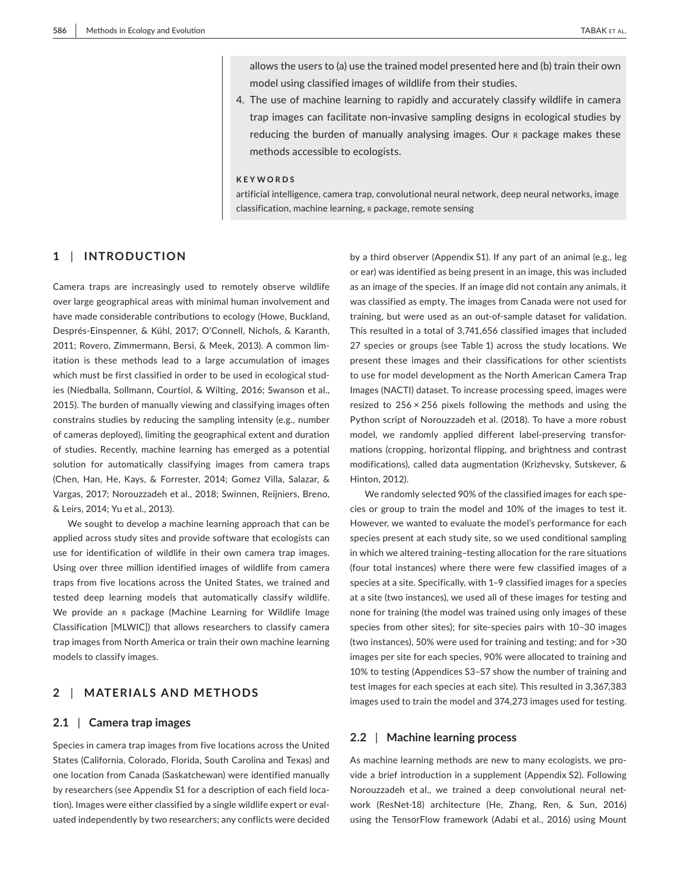allows the users to (a) use the trained model presented here and (b) train their own model using classified images of wildlife from their studies.

4. The use of machine learning to rapidly and accurately classify wildlife in camera trap images can facilitate non-invasive sampling designs in ecological studies by reducing the burden of manually analysing images. Our R package makes these methods accessible to ecologists.

**KEYWORDS**

artificial intelligence, camera trap, convolutional neural network, deep neural networks, image classification, machine learning, R package, remote sensing

## 1 | INTRODUCTION

Camera traps are increasingly used to remotely observe wildlife over large geographical areas with minimal human involvement and have made considerable contributions to ecology (Howe, Buckland, Després-Einspenner, & Kühl, 2017; O'Connell, Nichols, & Karanth, 2011; Rovero, Zimmermann, Bersi, & Meek, 2013). A common limitation is these methods lead to a large accumulation of images which must be first classified in order to be used in ecological studies (Niedballa, Sollmann, Courtiol, & Wilting, 2016; Swanson et al., 2015). The burden of manually viewing and classifying images often constrains studies by reducing the sampling intensity (e.g., number of cameras deployed), limiting the geographical extent and duration of studies. Recently, machine learning has emerged as a potential solution for automatically classifying images from camera traps (Chen, Han, He, Kays, & Forrester, 2014; Gomez Villa, Salazar, & Vargas, 2017; Norouzzadeh et al., 2018; Swinnen, Reijniers, Breno, & Leirs, 2014; Yu et al., 2013).

We sought to develop a machine learning approach that can be applied across study sites and provide software that ecologists can use for identification of wildlife in their own camera trap images. Using over three million identified images of wildlife from camera traps from five locations across the United States, we trained and tested deep learning models that automatically classify wildlife. We provide an R package (Machine Learning for Wildlife Image Classification [MLWIC]) that allows researchers to classify camera trap images from North America or train their own machine learning models to classify images.

## 2 | MATERIALS AND METHODS

### 2.1 | Camera trap images

Species in camera trap images from five locations across the United States (California, Colorado, Florida, South Carolina and Texas) and one location from Canada (Saskatchewan) were identified manually by researchers (see Appendix S1 for a description of each field location). Images were either classified by a single wildlife expert or evaluated independently by two researchers; any conflicts were decided by a third observer (Appendix S1). If any part of an animal (e.g., leg or ear) was identified as being present in an image, this was included as an image of the species. If an image did not contain any animals, it was classified as empty. The images from Canada were not used for training, but were used as an out-of-sample dataset for validation. This resulted in a total of 3,741,656 classified images that included 27 species or groups (see Table 1) across the study locations. We present these images and their classifications for other scientists to use for model development as the North American Camera Trap Images (NACTI) dataset. To increase processing speed, images were resized to 256 × 256 pixels following the methods and using the Python script of Norouzzadeh et al. (2018). To have a more robust model, we randomly applied different label-preserving transformations (cropping, horizontal flipping, and brightness and contrast modifications), called data augmentation (Krizhevsky, Sutskever, & Hinton, 2012).

We randomly selected 90% of the classified images for each species or group to train the model and 10% of the images to test it. However, we wanted to evaluate the model's performance for each species present at each study site, so we used conditional sampling in which we altered training–testing allocation for the rare situations (four total instances) where there were few classified images of a species at a site. Specifically, with 1–9 classified images for a species at a site (two instances), we used all of these images for testing and none for training (the model was trained using only images of these species from other sites); for site-species pairs with 10–30 images (two instances), 50% were used for training and testing; and for >30 images per site for each species, 90% were allocated to training and 10% to testing (Appendices S3–S7 show the number of training and test images for each species at each site). This resulted in 3,367,383 images used to train the model and 374,273 images used for testing.

### 2.2 | Machine learning process

As machine learning methods are new to many ecologists, we provide a brief introduction in a supplement (Appendix S2). Following Norouzzadeh et al., we trained a deep convolutional neural network (ResNet-18) architecture (He, Zhang, Ren, & Sun, 2016) using the TensorFlow framework (Adabi et al., 2016) using Mount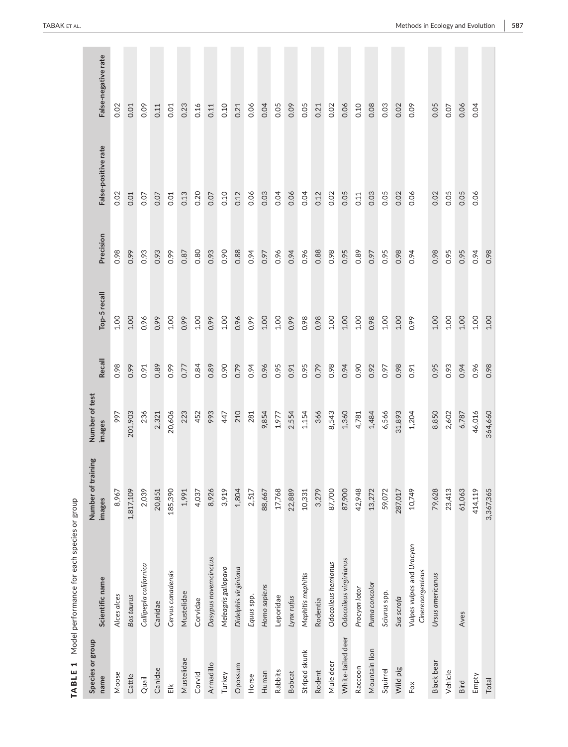**TABLE 1** Model performance for each species or group

| Species or group name | Scientific name | Number of training images | Number of test images | Recall | Top-5 recall | Precision | False-positive rate | False-negative rate |
|---|---|---|---|---|---|---|---|---|
| Moose | *Alces alces* | 8,967 | 997 | 0.98 | 1.00 | 0.98 | 0.02 | 0.02 |
| Cattle | *Bos taurus* | 1,817,109 | 201,903 | 0.99 | 1.00 | 0.99 | 0.01 | 0.01 |
| Quail | *Callipepla californica* | 2,039 | 236 | 0.91 | 0.96 | 0.93 | 0.07 | 0.09 |
| Canidae | Canidae | 20,851 | 2,321 | 0.89 | 0.99 | 0.93 | 0.07 | 0.11 |
| Elk | *Cervus canadensis* | 185,390 | 20,606 | 0.99 | 1.00 | 0.99 | 0.01 | 0.01 |
| Mustelidae | Mustelidae | 1,991 | 223 | 0.77 | 0.99 | 0.87 | 0.13 | 0.23 |
| Corvid | Corvidae | 4,037 | 452 | 0.84 | 1.00 | 0.80 | 0.20 | 0.16 |
| Armadillo | *Dasypus novemcinctus* | 8,926 | 993 | 0.89 | 0.99 | 0.93 | 0.07 | 0.11 |
| Turkey | *Meleagris gallopavo* | 3,919 | 447 | 0.90 | 1.00 | 0.90 | 0.10 | 0.10 |
| Opossum | *Didelphis virginiana* | 1,804 | 210 | 0.79 | 0.96 | 0.88 | 0.12 | 0.21 |
| Horse | *Equus* spp. | 2,517 | 281 | 0.94 | 0.99 | 0.94 | 0.06 | 0.06 |
| Human | *Homo sapiens* | 88,667 | 9,854 | 0.96 | 1.00 | 0.97 | 0.03 | 0.04 |
| Rabbits | Leporidae | 17,768 | 1,977 | 0.95 | 1.00 | 0.96 | 0.04 | 0.05 |
| Bobcat | *Lynx rufus* | 22,889 | 2,554 | 0.91 | 0.99 | 0.94 | 0.06 | 0.09 |
| Striped skunk | *Mephitis mephitis* | 10,331 | 1,154 | 0.95 | 0.98 | 0.96 | 0.04 | 0.05 |
| Rodent | Rodentia | 3,279 | 366 | 0.79 | 0.98 | 0.88 | 0.12 | 0.21 |
| Mule deer | *Odocoileus hemionus* | 87,700 | 8,543 | 0.98 | 1.00 | 0.98 | 0.02 | 0.02 |
| White-tailed deer | *Odocoileus virginianus* | 87,900 | 1,360 | 0.94 | 1.00 | 0.95 | 0.05 | 0.06 |
| Raccoon | *Procyon lotor* | 42,948 | 4,781 | 0.90 | 1.00 | 0.89 | 0.11 | 0.10 |
| Mountain lion | *Puma concolor* | 13,272 | 1,484 | 0.92 | 0.98 | 0.97 | 0.03 | 0.08 |
| Squirrel | *Sciurus* spp. | 59,072 | 6,566 | 0.97 | 1.00 | 0.95 | 0.05 | 0.03 |
| Wild pig | *Sus scrofa* | 287,017 | 31,893 | 0.98 | 1.00 | 0.98 | 0.02 | 0.02 |
| Fox | *Vulpes vulpes* and *Urocyon Cinereoargenteus* | 10,749 | 1,204 | 0.91 | 0.99 | 0.94 | 0.06 | 0.09 |
| Black bear | *Ursus americanus* | 79,628 | 8,850 | 0.95 | 1.00 | 0.98 | 0.02 | 0.05 |
| Vehicle | | 23,413 | 2,602 | 0.93 | 1.00 | 0.95 | 0.05 | 0.07 |
| Bird | Aves | 61,063 | 6,787 | 0.94 | 1.00 | 0.95 | 0.05 | 0.06 |
| Empty | | 414,119 | 46,016 | 0.96 | 1.00 | 0.94 | 0.06 | 0.04 |
| Total | | 3,367,365 | 364,660 | 0.98 | 1.00 | 0.98 | | |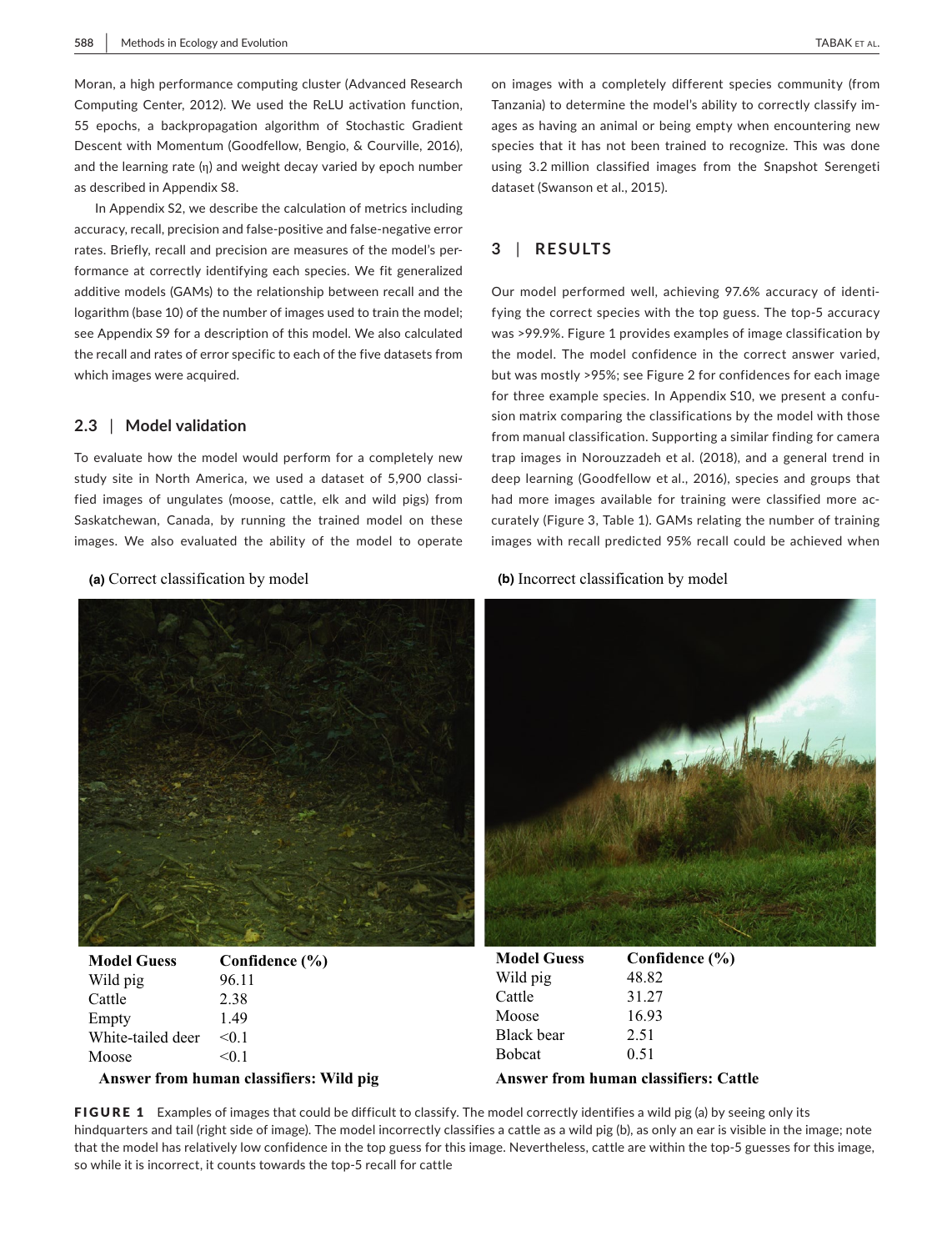Moran, a high performance computing cluster (Advanced Research Computing Center, 2012). We used the ReLU activation function, 55 epochs, a backpropagation algorithm of Stochastic Gradient Descent with Momentum (Goodfellow, Bengio, & Courville, 2016), and the learning rate (η) and weight decay varied by epoch number as described in Appendix S8.

In Appendix S2, we describe the calculation of metrics including accuracy, recall, precision and false-positive and false-negative error rates. Briefly, recall and precision are measures of the model's performance at correctly identifying each species. We fit generalized additive models (GAMs) to the relationship between recall and the logarithm (base 10) of the number of images used to train the model; see Appendix S9 for a description of this model. We also calculated the recall and rates of error specific to each of the five datasets from which images were acquired.

### 2.3 | Model validation

To evaluate how the model would perform for a completely new study site in North America, we used a dataset of 5,900 classified images of ungulates (moose, cattle, elk and wild pigs) from Saskatchewan, Canada, by running the trained model on these images. We also evaluated the ability of the model to operate on images with a completely different species community (from Tanzania) to determine the model's ability to correctly classify images as having an animal or being empty when encountering new species that it has not been trained to recognize. This was done using 3.2 million classified images from the Snapshot Serengeti dataset (Swanson et al., 2015).

## 3 | RESULTS

Our model performed well, achieving 97.6% accuracy of identifying the correct species with the top guess. The top-5 accuracy was >99.9%. Figure 1 provides examples of image classification by the model. The model confidence in the correct answer varied, but was mostly >95%; see Figure 2 for confidences for each image for three example species. In Appendix S10, we present a confusion matrix comparing the classifications by the model with those from manual classification. Supporting a similar finding for camera trap images in Norouzzadeh et al. (2018), and a general trend in deep learning (Goodfellow et al., 2016), species and groups that had more images available for training were classified more accurately (Figure 3, Table 1). GAMs relating the number of training images with recall predicted 95% recall could be achieved when

**(a)** Correct classification by model

| Model Guess | Confidence (%) |
|---|---|
| Wild pig | 96.11 |
| Cattle | 2.38 |
| Empty | 1.49 |
| White-tailed deer | <0.1 |
| Moose | <0.1 |

**Answer from human classifiers: Wild pig**

**(b)** Incorrect classification by model

| Model Guess | Confidence (%) |
|---|---|
| Wild pig | 48.82 |
| Cattle | 31.27 |
| Moose | 16.93 |
| Black bear | 2.51 |
| Bobcat | 0.51 |

**Answer from human classifiers: Cattle**

**FIGURE 1** Examples of images that could be difficult to classify. The model correctly identifies a wild pig (a) by seeing only its hindquarters and tail (right side of image). The model incorrectly classifies a cattle as a wild pig (b), as only an ear is visible in the image; note that the model has relatively low confidence in the top guess for this image. Nevertheless, cattle are within the top-5 guesses for this image, so while it is incorrect, it counts towards the top-5 recall for cattle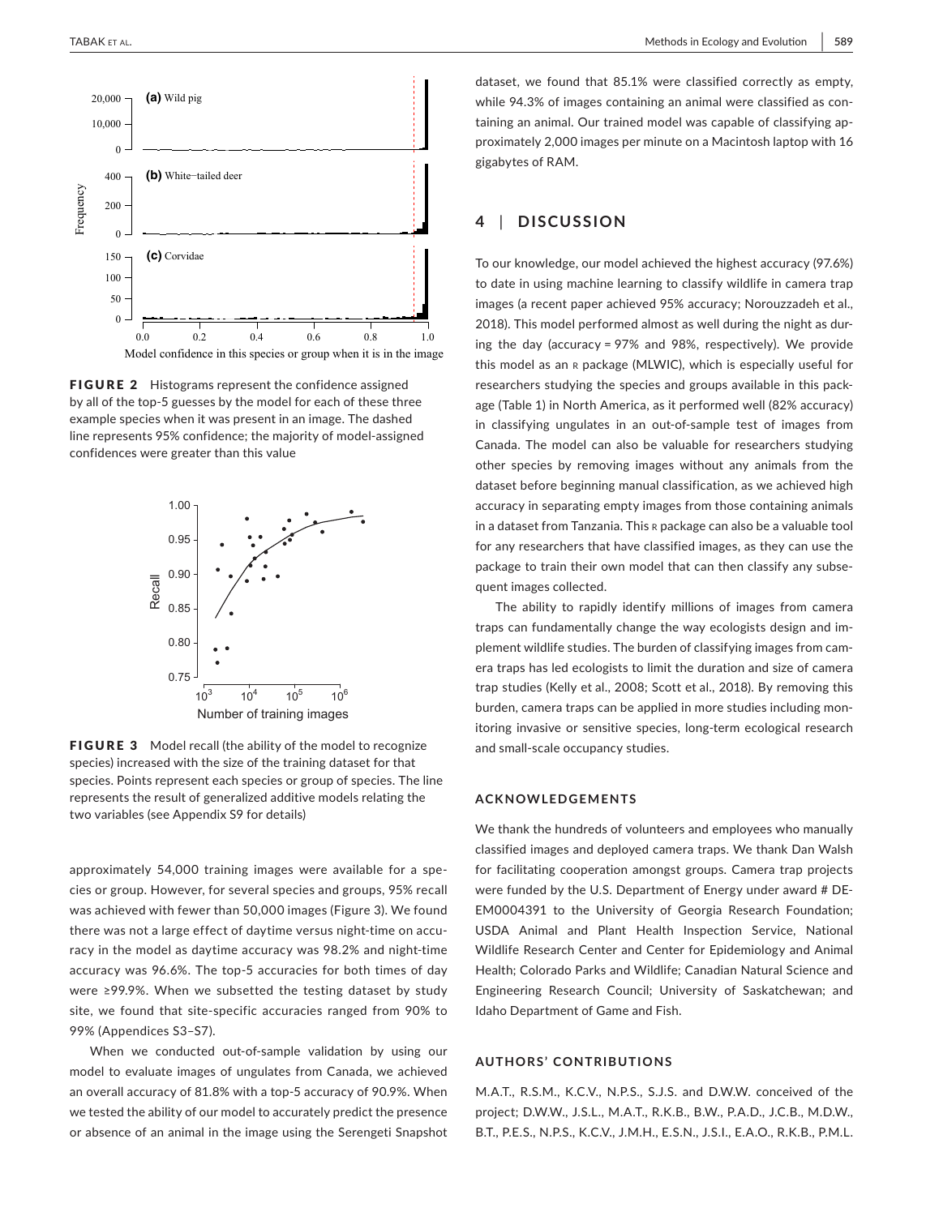FIGURE 2 Histograms represent the confidence assigned by all of the top-5 guesses by the model for each of these three example species when it was present in an image. The dashed line represents 95% confidence; the majority of model-assigned confidences were greater than this value

FIGURE 3 Model recall (the ability of the model to recognize species) increased with the size of the training dataset for that species. Points represent each species or group of species. The line represents the result of generalized additive models relating the two variables (see Appendix S9 for details)

approximately 54,000 training images were available for a species or group. However, for several species and groups, 95% recall was achieved with fewer than 50,000 images (Figure 3). We found there was not a large effect of daytime versus night-time on accuracy in the model as daytime accuracy was 98.2% and night-time accuracy was 96.6%. The top-5 accuracies for both times of day were ≥99.9%. When we subsetted the testing dataset by study site, we found that site-specific accuracies ranged from 90% to 99% (Appendices S3–S7).

When we conducted out-of-sample validation by using our model to evaluate images of ungulates from Canada, we achieved an overall accuracy of 81.8% with a top-5 accuracy of 90.9%. When we tested the ability of our model to accurately predict the presence or absence of an animal in the image using the Serengeti Snapshot dataset, we found that 85.1% were classified correctly as empty, while 94.3% of images containing an animal were classified as containing an animal. Our trained model was capable of classifying approximately 2,000 images per minute on a Macintosh laptop with 16 gigabytes of RAM.

## 4 | DISCUSSION

To our knowledge, our model achieved the highest accuracy (97.6%) to date in using machine learning to classify wildlife in camera trap images (a recent paper achieved 95% accuracy; Norouzzadeh et al., 2018). This model performed almost as well during the night as during the day (accuracy = 97% and 98%, respectively). We provide this model as an R package (MLWIC), which is especially useful for researchers studying the species and groups available in this package (Table 1) in North America, as it performed well (82% accuracy) in classifying ungulates in an out-of-sample test of images from Canada. The model can also be valuable for researchers studying other species by removing images without any animals from the dataset before beginning manual classification, as we achieved high accuracy in separating empty images from those containing animals in a dataset from Tanzania. This R package can also be a valuable tool for any researchers that have classified images, as they can use the package to train their own model that can then classify any subsequent images collected.

The ability to rapidly identify millions of images from camera traps can fundamentally change the way ecologists design and implement wildlife studies. The burden of classifying images from camera traps has led ecologists to limit the duration and size of camera trap studies (Kelly et al., 2008; Scott et al., 2018). By removing this burden, camera traps can be applied in more studies including monitoring invasive or sensitive species, long-term ecological research and small-scale occupancy studies.

### ACKNOWLEDGEMENTS

We thank the hundreds of volunteers and employees who manually classified images and deployed camera traps. We thank Dan Walsh for facilitating cooperation amongst groups. Camera trap projects were funded by the U.S. Department of Energy under award # DE-EM0004391 to the University of Georgia Research Foundation; USDA Animal and Plant Health Inspection Service, National Wildlife Research Center and Center for Epidemiology and Animal Health; Colorado Parks and Wildlife; Canadian Natural Science and Engineering Research Council; University of Saskatchewan; and Idaho Department of Game and Fish.

### AUTHORS' CONTRIBUTIONS

M.A.T., R.S.M., K.C.V., N.P.S., S.J.S. and D.W.W. conceived of the project; D.W.W., J.S.L., M.A.T., R.K.B., B.W., P.A.D., J.C.B., M.D.W., B.T., P.E.S., N.P.S., K.C.V., J.M.H., E.S.N., J.S.I., E.A.O., R.K.B., P.M.L.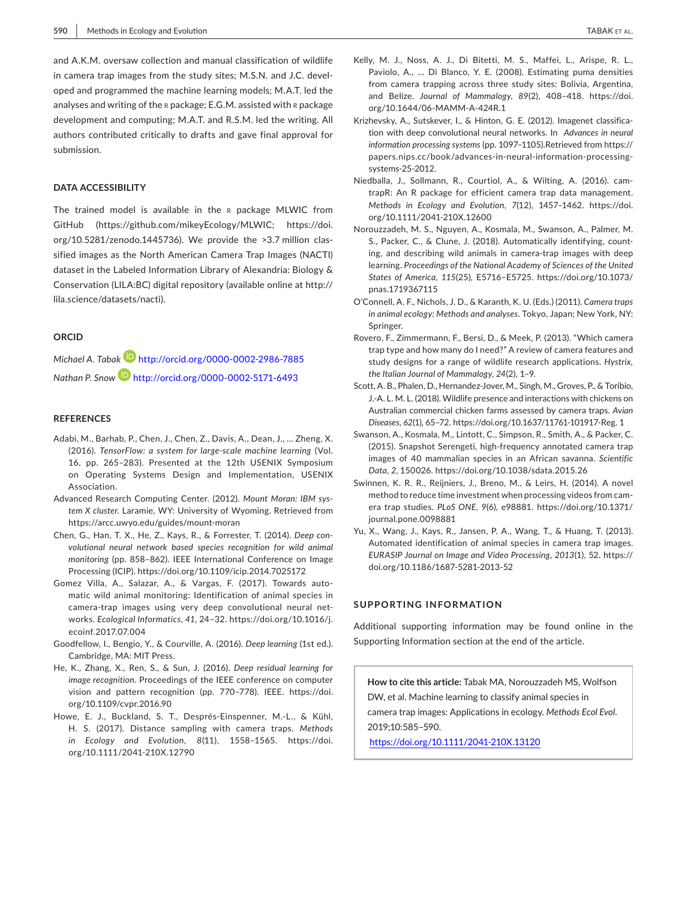and A.K.M. oversaw collection and manual classification of wildlife in camera trap images from the study sites; M.S.N. and J.C. developed and programmed the machine learning models; M.A.T. led the analyses and writing of the R package; E.G.M. assisted with R package development and computing; M.A.T. and R.S.M. led the writing. All authors contributed critically to drafts and gave final approval for submission.

## DATA ACCESSIBILITY

The trained model is available in the R package MLWIC from GitHub (https://github.com/mikeyEcology/MLWIC; https://doi.org/10.5281/zenodo.1445736). We provide the >3.7 million classified images as the North American Camera Trap Images (NACTI) dataset in the Labeled Information Library of Alexandria: Biology & Conservation (LILA:BC) digital repository (available online at http://lila.science/datasets/nacti).

## ORCID

*Michael A. Tabak* http://orcid.org/0000-0002-2986-7885

*Nathan P. Snow* http://orcid.org/0000-0002-5171-6493

## REFERENCES

Adabi, M., Barhab, P., Chen, J., Chen, Z., Davis, A., Dean, J., … Zheng, X. (2016). *TensorFlow: a system for large-scale machine learning* (Vol. 16, pp. 265–283). Presented at the 12th USENIX Symposium on Operating Systems Design and Implementation, USENIX Association.

Advanced Research Computing Center. (2012). *Mount Moran: IBM system X cluster*. Laramie, WY: University of Wyoming. Retrieved from https://arcc.uwyo.edu/guides/mount-moran

Chen, G., Han, T. X., He, Z., Kays, R., & Forrester, T. (2014). *Deep convolutional neural network based species recognition for wild animal monitoring* (pp. 858–862). IEEE International Conference on Image Processing (ICIP). https://doi.org/10.1109/icip.2014.7025172

Gomez Villa, A., Salazar, A., & Vargas, F. (2017). Towards automatic wild animal monitoring: Identification of animal species in camera-trap images using very deep convolutional neural networks. *Ecological Informatics*, *41*, 24–32. https://doi.org/10.1016/j.ecoinf.2017.07.004

Goodfellow, I., Bengio, Y., & Courville, A. (2016). *Deep learning* (1st ed.). Cambridge, MA: MIT Press.

He, K., Zhang, X., Ren, S., & Sun, J. (2016). *Deep residual learning for image recognition*. Proceedings of the IEEE conference on computer vision and pattern recognition (pp. 770–778). IEEE. https://doi.org/10.1109/cvpr.2016.90

Howe, E. J., Buckland, S. T., Després-Einspenner, M.-L., & Kühl, H. S. (2017). Distance sampling with camera traps. *Methods in Ecology and Evolution*, *8*(11), 1558–1565. https://doi.org/10.1111/2041-210X.12790

Kelly, M. J., Noss, A. J., Di Bitetti, M. S., Maffei, L., Arispe, R. L., Paviolo, A., … Di Blanco, Y. E. (2008). Estimating puma densities from camera trapping across three study sites: Bolivia, Argentina, and Belize. *Journal of Mammalogy*, *89*(2), 408–418. https://doi.org/10.1644/06-MAMM-A-424R.1

Krizhevsky, A., Sutskever, I., & Hinton, G. E. (2012). Imagenet classification with deep convolutional neural networks. In *Advances in neural information processing systems* (pp. 1097–1105).Retrieved from https://papers.nips.cc/book/advances-in-neural-information-processing-systems-25-2012.

Niedballa, J., Sollmann, R., Courtiol, A., & Wilting, A. (2016). camtrapR: An R package for efficient camera trap data management. *Methods in Ecology and Evolution*, *7*(12), 1457–1462. https://doi.org/10.1111/2041-210X.12600

Norouzzadeh, M. S., Nguyen, A., Kosmala, M., Swanson, A., Palmer, M. S., Packer, C., & Clune, J. (2018). Automatically identifying, counting, and describing wild animals in camera-trap images with deep learning. *Proceedings of the National Academy of Sciences of the United States of America*, *115*(25), E5716–E5725. https://doi.org/10.1073/pnas.1719367115

O'Connell, A. F., Nichols, J. D., & Karanth, K. U. (Eds.) (2011). *Camera traps in animal ecology: Methods and analyses*. Tokyo, Japan; New York, NY: Springer.

Rovero, F., Zimmermann, F., Bersi, D., & Meek, P. (2013). "Which camera trap type and how many do I need?" A review of camera features and study designs for a range of wildlife research applications. *Hystrix, the Italian Journal of Mammalogy*, *24*(2), 1–9.

Scott, A. B., Phalen, D., Hernandez-Jover, M., Singh, M., Groves, P., & Toribio, J.-A. L. M. L. (2018). Wildlife presence and interactions with chickens on Australian commercial chicken farms assessed by camera traps. *Avian Diseases*, *62*(1), 65–72. https://doi.org/10.1637/11761-101917-Reg. 1

Swanson, A., Kosmala, M., Lintott, C., Simpson, R., Smith, A., & Packer, C. (2015). Snapshot Serengeti, high-frequency annotated camera trap images of 40 mammalian species in an African savanna. *Scientific Data*, *2*, 150026. https://doi.org/10.1038/sdata.2015.26

Swinnen, K. R. R., Reijniers, J., Breno, M., & Leirs, H. (2014). A novel method to reduce time investment when processing videos from camera trap studies. *PLoS ONE*, *9*(6), e98881. https://doi.org/10.1371/journal.pone.0098881

Yu, X., Wang, J., Kays, R., Jansen, P. A., Wang, T., & Huang, T. (2013). Automated identification of animal species in camera trap images. *EURASIP Journal on Image and Video Processing*, *2013*(1), 52. https://doi.org/10.1186/1687-5281-2013-52

## SUPPORTING INFORMATION

Additional supporting information may be found online in the Supporting Information section at the end of the article.

**How to cite this article:** Tabak MA, Norouzzadeh MS, Wolfson DW, et al. Machine learning to classify animal species in camera trap images: Applications in ecology. *Methods Ecol Evol*. 2019;10:585–590. https://doi.org/10.1111/2041-210X.13120